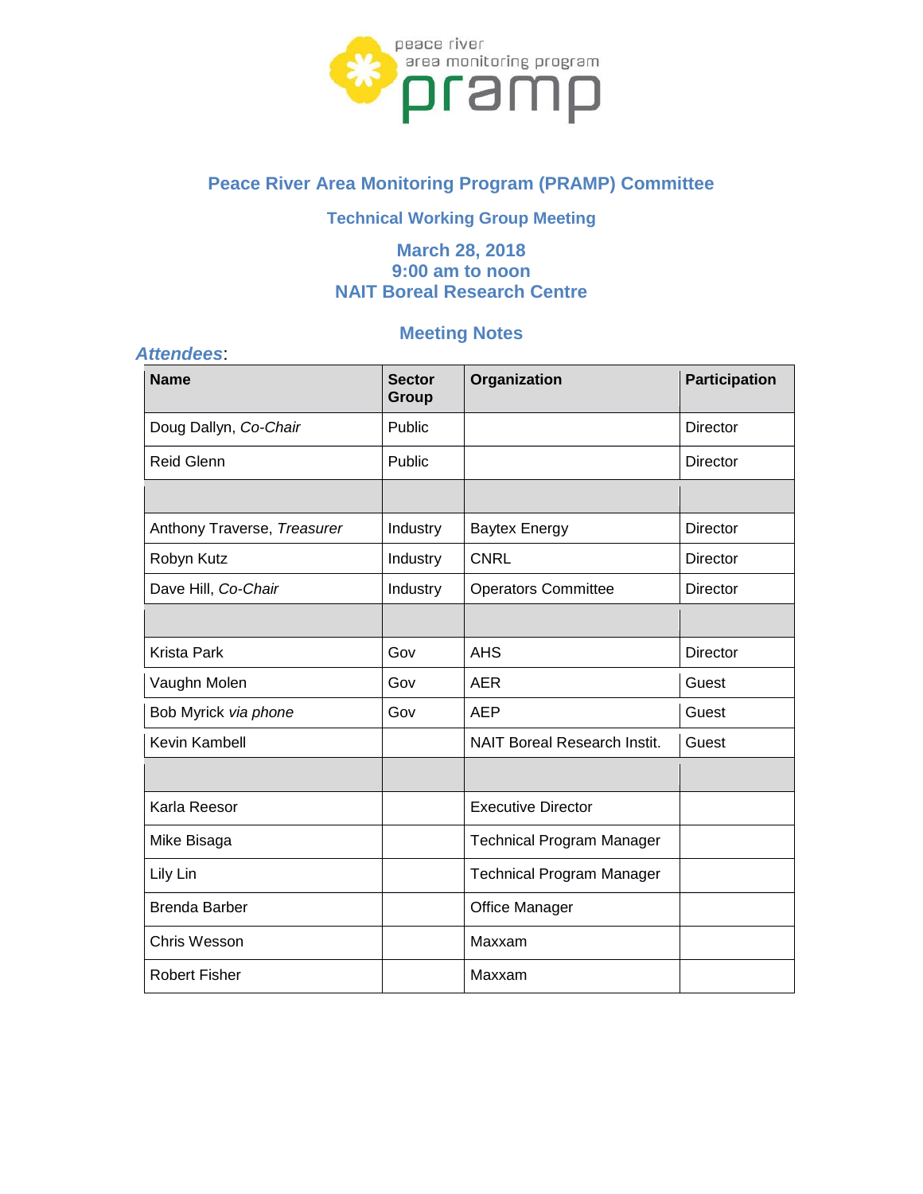# Peace River Area Monitoring Program (PRAMP) Committee

## Technical Working Group Meeting

### March 28, 2018
### 9:00 am to noon
### NAIT Boreal Research Centre

## Meeting Notes

***Attendees***:

| Name | Sector Group | Organization | Participation |
|---|---|---|---|
| Doug Dallyn, *Co-Chair* | Public | | Director |
| Reid Glenn | Public | | Director |
| | | | |
| Anthony Traverse, *Treasurer* | Industry | Baytex Energy | Director |
| Robyn Kutz | Industry | CNRL | Director |
| Dave Hill, *Co-Chair* | Industry | Operators Committee | Director |
| | | | |
| Krista Park | Gov | AHS | Director |
| Vaughn Molen | Gov | AER | Guest |
| Bob Myrick *via phone* | Gov | AEP | Guest |
| Kevin Kambell | | NAIT Boreal Research Instit. | Guest |
| | | | |
| Karla Reesor | | Executive Director | |
| Mike Bisaga | | Technical Program Manager | |
| Lily Lin | | Technical Program Manager | |
| Brenda Barber | | Office Manager | |
| Chris Wesson | | Maxxam | |
| Robert Fisher | | Maxxam | |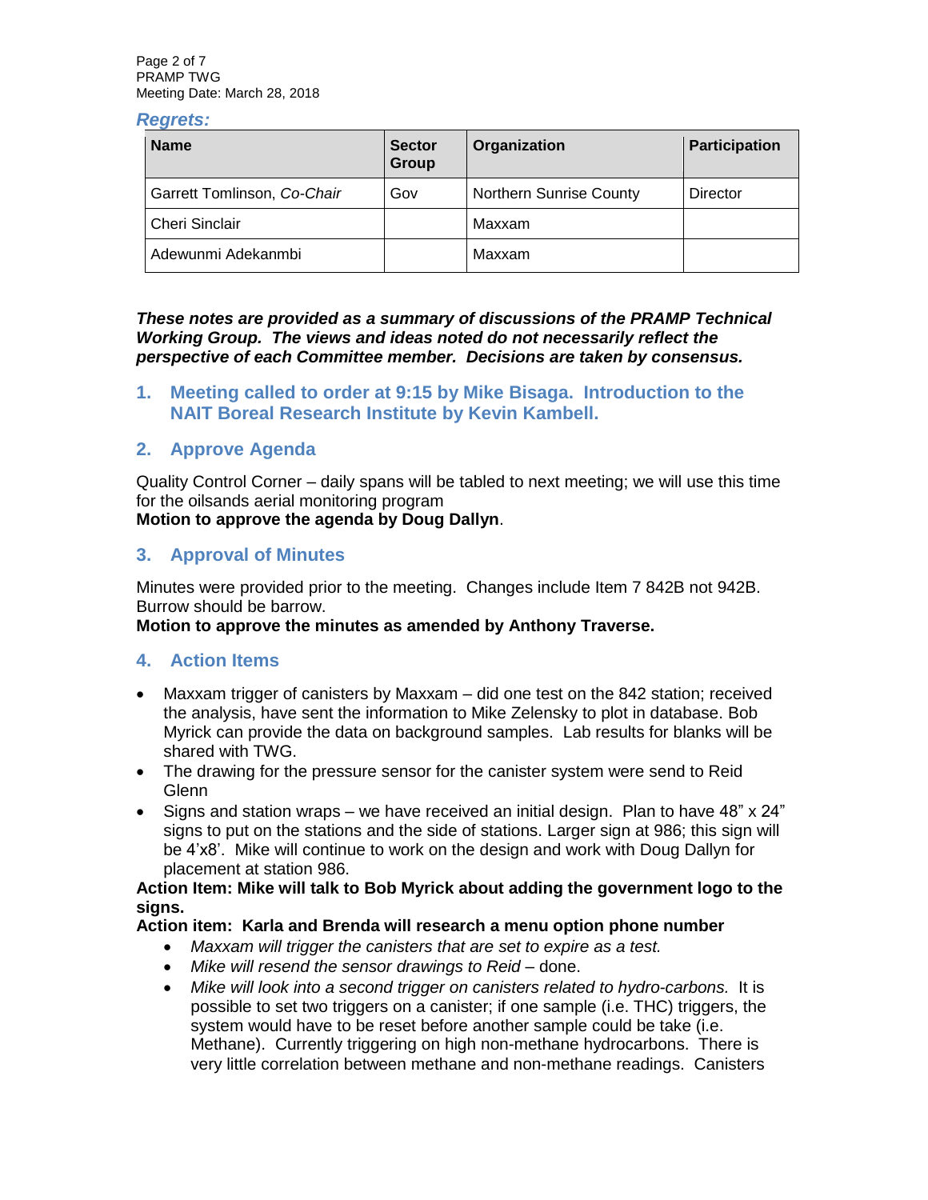### *Regrets:*

| Name | Sector Group | Organization | Participation |
|---|---|---|---|
| Garrett Tomlinson, *Co-Chair* | Gov | Northern Sunrise County | Director |
| Cheri Sinclair | | Maxxam | |
| Adewunmi Adekanmbi | | Maxxam | |

***These notes are provided as a summary of discussions of the PRAMP Technical Working Group. The views and ideas noted do not necessarily reflect the perspective of each Committee member. Decisions are taken by consensus.***

## 1. Meeting called to order at 9:15 by Mike Bisaga. Introduction to the NAIT Boreal Research Institute by Kevin Kambell.

## 2. Approve Agenda

Quality Control Corner – daily spans will be tabled to next meeting; we will use this time for the oilsands aerial monitoring program

**Motion to approve the agenda by Doug Dallyn**.

## 3. Approval of Minutes

Minutes were provided prior to the meeting. Changes include Item 7 842B not 942B. Burrow should be barrow.

**Motion to approve the minutes as amended by Anthony Traverse.**

## 4. Action Items

- Maxxam trigger of canisters by Maxxam – did one test on the 842 station; received the analysis, have sent the information to Mike Zelensky to plot in database. Bob Myrick can provide the data on background samples. Lab results for blanks will be shared with TWG.
- The drawing for the pressure sensor for the canister system were send to Reid Glenn
- Signs and station wraps – we have received an initial design. Plan to have 48" x 24" signs to put on the stations and the side of stations. Larger sign at 986; this sign will be 4'x8'. Mike will continue to work on the design and work with Doug Dallyn for placement at station 986.

**Action Item: Mike will talk to Bob Myrick about adding the government logo to the signs.**

**Action item: Karla and Brenda will research a menu option phone number**

- *Maxxam will trigger the canisters that are set to expire as a test.*
- *Mike will resend the sensor drawings to Reid* – done.
- *Mike will look into a second trigger on canisters related to hydro-carbons.* It is possible to set two triggers on a canister; if one sample (i.e. THC) triggers, the system would have to be reset before another sample could be take (i.e. Methane). Currently triggering on high non-methane hydrocarbons. There is very little correlation between methane and non-methane readings. Canisters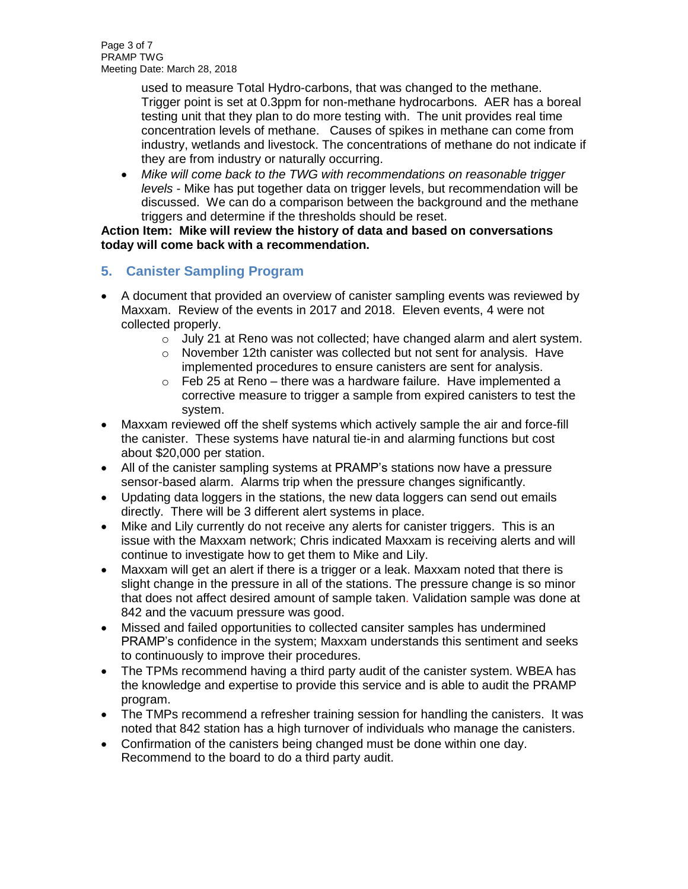used to measure Total Hydro-carbons, that was changed to the methane. Trigger point is set at 0.3ppm for non-methane hydrocarbons. AER has a boreal testing unit that they plan to do more testing with. The unit provides real time concentration levels of methane. Causes of spikes in methane can come from industry, wetlands and livestock. The concentrations of methane do not indicate if they are from industry or naturally occurring.

- *Mike will come back to the TWG with recommendations on reasonable trigger levels* - Mike has put together data on trigger levels, but recommendation will be discussed. We can do a comparison between the background and the methane triggers and determine if the thresholds should be reset.

**Action Item: Mike will review the history of data and based on conversations today will come back with a recommendation.**

## 5. Canister Sampling Program

- A document that provided an overview of canister sampling events was reviewed by Maxxam. Review of the events in 2017 and 2018. Eleven events, 4 were not collected properly.
  - July 21 at Reno was not collected; have changed alarm and alert system.
  - November 12th canister was collected but not sent for analysis. Have implemented procedures to ensure canisters are sent for analysis.
  - Feb 25 at Reno – there was a hardware failure. Have implemented a corrective measure to trigger a sample from expired canisters to test the system.
- Maxxam reviewed off the shelf systems which actively sample the air and force-fill the canister. These systems have natural tie-in and alarming functions but cost about $20,000 per station.
- All of the canister sampling systems at PRAMP's stations now have a pressure sensor-based alarm. Alarms trip when the pressure changes significantly.
- Updating data loggers in the stations, the new data loggers can send out emails directly. There will be 3 different alert systems in place.
- Mike and Lily currently do not receive any alerts for canister triggers. This is an issue with the Maxxam network; Chris indicated Maxxam is receiving alerts and will continue to investigate how to get them to Mike and Lily.
- Maxxam will get an alert if there is a trigger or a leak. Maxxam noted that there is slight change in the pressure in all of the stations. The pressure change is so minor that does not affect desired amount of sample taken. Validation sample was done at 842 and the vacuum pressure was good.
- Missed and failed opportunities to collected cansiter samples has undermined PRAMP's confidence in the system; Maxxam understands this sentiment and seeks to continuously to improve their procedures.
- The TPMs recommend having a third party audit of the canister system. WBEA has the knowledge and expertise to provide this service and is able to audit the PRAMP program.
- The TMPs recommend a refresher training session for handling the canisters. It was noted that 842 station has a high turnover of individuals who manage the canisters.
- Confirmation of the canisters being changed must be done within one day. Recommend to the board to do a third party audit.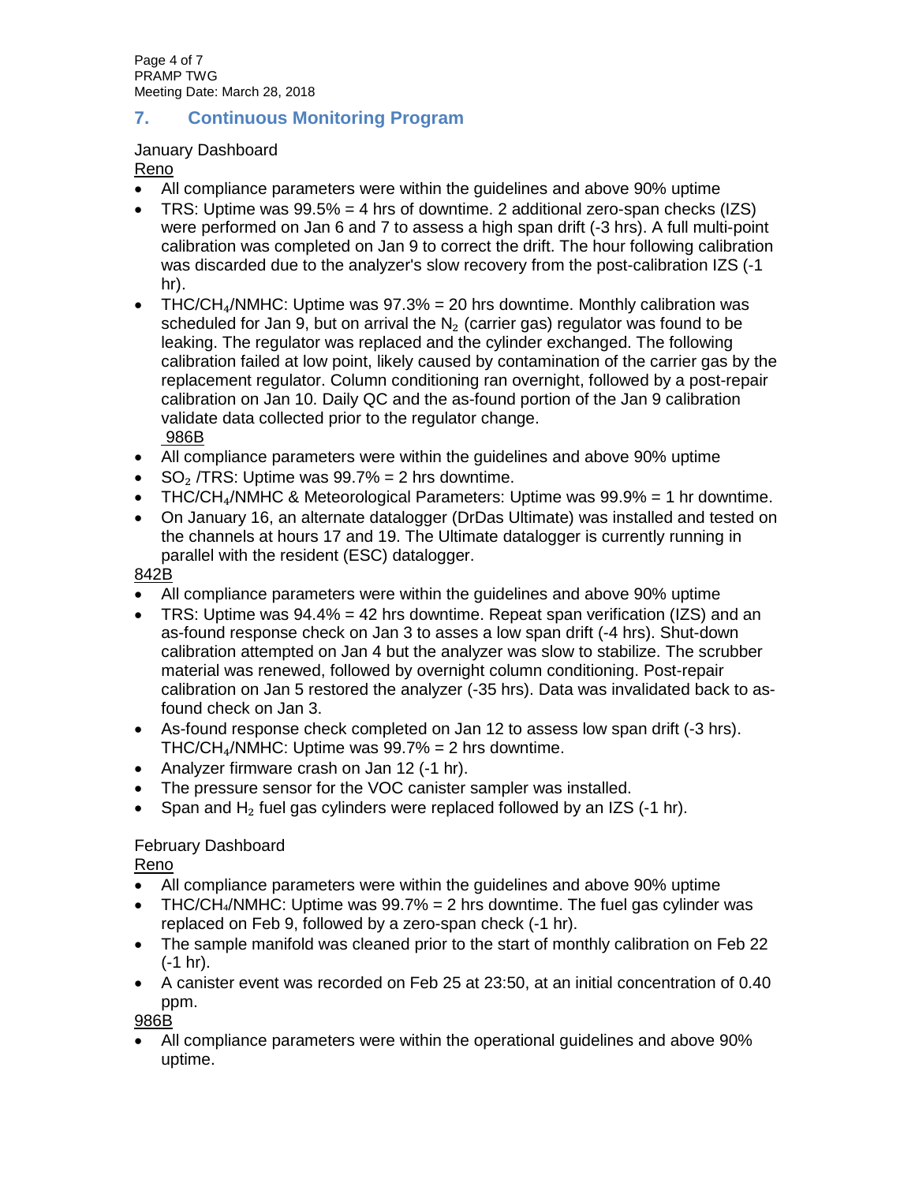## 7. Continuous Monitoring Program

January Dashboard

Reno

- All compliance parameters were within the guidelines and above 90% uptime
- TRS: Uptime was 99.5% = 4 hrs of downtime. 2 additional zero-span checks (IZS) were performed on Jan 6 and 7 to assess a high span drift (-3 hrs). A full multi-point calibration was completed on Jan 9 to correct the drift. The hour following calibration was discarded due to the analyzer's slow recovery from the post-calibration IZS (-1 hr).
- THC/$CH_4$/NMHC: Uptime was 97.3% = 20 hrs downtime. Monthly calibration was scheduled for Jan 9, but on arrival the $N_2$ (carrier gas) regulator was found to be leaking. The regulator was replaced and the cylinder exchanged. The following calibration failed at low point, likely caused by contamination of the carrier gas by the replacement regulator. Column conditioning ran overnight, followed by a post-repair calibration on Jan 10. Daily QC and the as-found portion of the Jan 9 calibration validate data collected prior to the regulator change.

986B

- All compliance parameters were within the guidelines and above 90% uptime
- $SO_2$ /TRS: Uptime was 99.7% = 2 hrs downtime.
- THC/$CH_4$/NMHC & Meteorological Parameters: Uptime was 99.9% = 1 hr downtime.
- On January 16, an alternate datalogger (DrDas Ultimate) was installed and tested on the channels at hours 17 and 19. The Ultimate datalogger is currently running in parallel with the resident (ESC) datalogger.

842B

- All compliance parameters were within the guidelines and above 90% uptime
- TRS: Uptime was 94.4% = 42 hrs downtime. Repeat span verification (IZS) and an as-found response check on Jan 3 to asses a low span drift (-4 hrs). Shut-down calibration attempted on Jan 4 but the analyzer was slow to stabilize. The scrubber material was renewed, followed by overnight column conditioning. Post-repair calibration on Jan 5 restored the analyzer (-35 hrs). Data was invalidated back to as-found check on Jan 3.
- As-found response check completed on Jan 12 to assess low span drift (-3 hrs). THC/$CH_4$/NMHC: Uptime was 99.7% = 2 hrs downtime.
- Analyzer firmware crash on Jan 12 (-1 hr).
- The pressure sensor for the VOC canister sampler was installed.
- Span and $H_2$ fuel gas cylinders were replaced followed by an IZS (-1 hr).

February Dashboard

Reno

- All compliance parameters were within the guidelines and above 90% uptime
- THC/$CH_4$/NMHC: Uptime was 99.7% = 2 hrs downtime. The fuel gas cylinder was replaced on Feb 9, followed by a zero-span check (-1 hr).
- The sample manifold was cleaned prior to the start of monthly calibration on Feb 22 (-1 hr).
- A canister event was recorded on Feb 25 at 23:50, at an initial concentration of 0.40 ppm.

986B

- All compliance parameters were within the operational guidelines and above 90% uptime.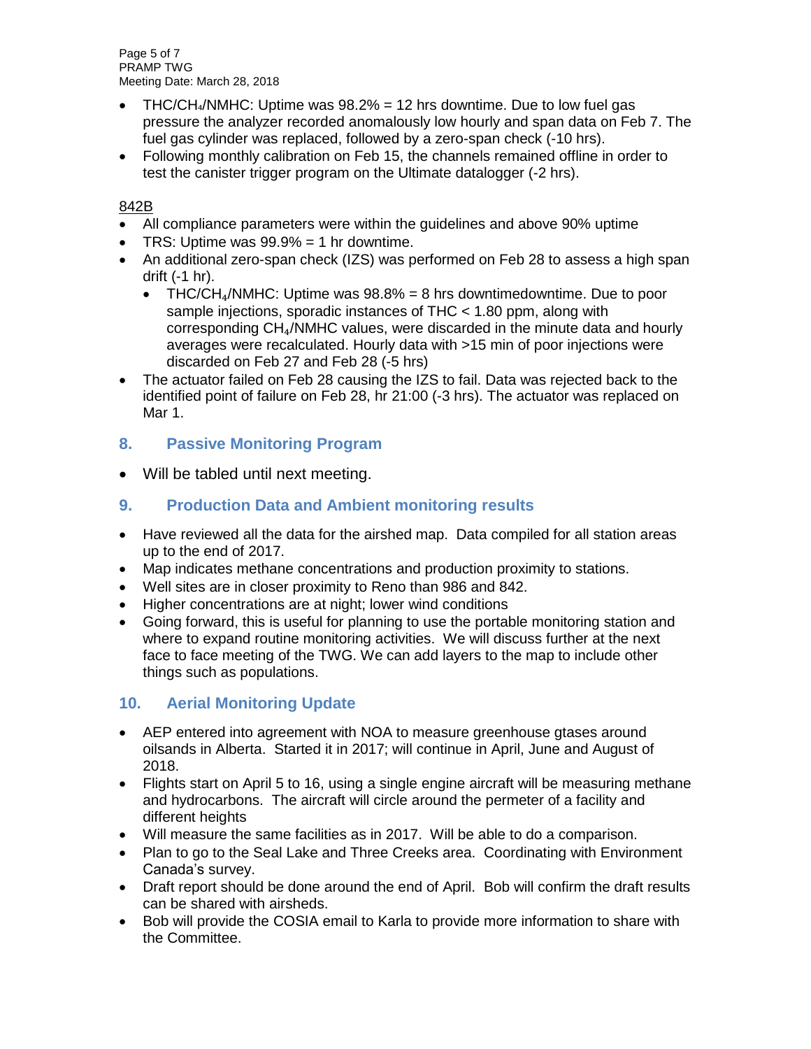- THC/$CH_4$/NMHC: Uptime was 98.2% = 12 hrs downtime. Due to low fuel gas pressure the analyzer recorded anomalously low hourly and span data on Feb 7. The fuel gas cylinder was replaced, followed by a zero-span check (-10 hrs).
- Following monthly calibration on Feb 15, the channels remained offline in order to test the canister trigger program on the Ultimate datalogger (-2 hrs).

842B

- All compliance parameters were within the guidelines and above 90% uptime
- TRS: Uptime was 99.9% = 1 hr downtime.
- An additional zero-span check (IZS) was performed on Feb 28 to assess a high span drift (-1 hr).
  - THC/$CH_4$/NMHC: Uptime was 98.8% = 8 hrs downtimedowntime. Due to poor sample injections, sporadic instances of THC < 1.80 ppm, along with corresponding $CH_4$/NMHC values, were discarded in the minute data and hourly averages were recalculated. Hourly data with >15 min of poor injections were discarded on Feb 27 and Feb 28 (-5 hrs)
- The actuator failed on Feb 28 causing the IZS to fail. Data was rejected back to the identified point of failure on Feb 28, hr 21:00 (-3 hrs). The actuator was replaced on Mar 1.

## 8. Passive Monitoring Program

- Will be tabled until next meeting.

## 9. Production Data and Ambient monitoring results

- Have reviewed all the data for the airshed map. Data compiled for all station areas up to the end of 2017.
- Map indicates methane concentrations and production proximity to stations.
- Well sites are in closer proximity to Reno than 986 and 842.
- Higher concentrations are at night; lower wind conditions
- Going forward, this is useful for planning to use the portable monitoring station and where to expand routine monitoring activities. We will discuss further at the next face to face meeting of the TWG. We can add layers to the map to include other things such as populations.

## 10. Aerial Monitoring Update

- AEP entered into agreement with NOA to measure greenhouse gtases around oilsands in Alberta. Started it in 2017; will continue in April, June and August of 2018.
- Flights start on April 5 to 16, using a single engine aircraft will be measuring methane and hydrocarbons. The aircraft will circle around the permeter of a facility and different heights
- Will measure the same facilities as in 2017. Will be able to do a comparison.
- Plan to go to the Seal Lake and Three Creeks area. Coordinating with Environment Canada's survey.
- Draft report should be done around the end of April. Bob will confirm the draft results can be shared with airsheds.
- Bob will provide the COSIA email to Karla to provide more information to share with the Committee.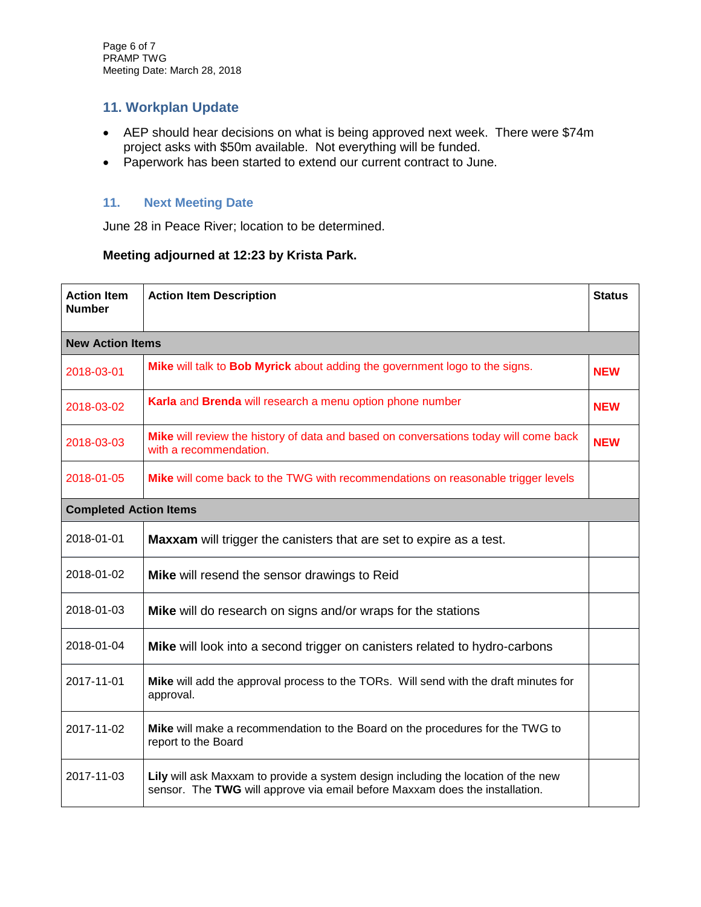## 11. Workplan Update

- AEP should hear decisions on what is being approved next week. There were $74m project asks with $50m available. Not everything will be funded.
- Paperwork has been started to extend our current contract to June.

### 11. Next Meeting Date

June 28 in Peace River; location to be determined.

**Meeting adjourned at 12:23 by Krista Park.**

| Action Item Number | Action Item Description | Status |
|---|---|---|
| **New Action Items** | | |
| 2018-03-01 | **Mike** will talk to **Bob Myrick** about adding the government logo to the signs. | **NEW** |
| 2018-03-02 | **Karla** and **Brenda** will research a menu option phone number | **NEW** |
| 2018-03-03 | **Mike** will review the history of data and based on conversations today will come back with a recommendation. | **NEW** |
| 2018-01-05 | **Mike** will come back to the TWG with recommendations on reasonable trigger levels | |
| **Completed Action Items** | | |
| 2018-01-01 | **Maxxam** will trigger the canisters that are set to expire as a test. | |
| 2018-01-02 | **Mike** will resend the sensor drawings to Reid | |
| 2018-01-03 | **Mike** will do research on signs and/or wraps for the stations | |
| 2018-01-04 | **Mike** will look into a second trigger on canisters related to hydro-carbons | |
| 2017-11-01 | **Mike** will add the approval process to the TORs. Will send with the draft minutes for approval. | |
| 2017-11-02 | **Mike** will make a recommendation to the Board on the procedures for the TWG to report to the Board | |
| 2017-11-03 | **Lily** will ask Maxxam to provide a system design including the location of the new sensor. The **TWG** will approve via email before Maxxam does the installation. | |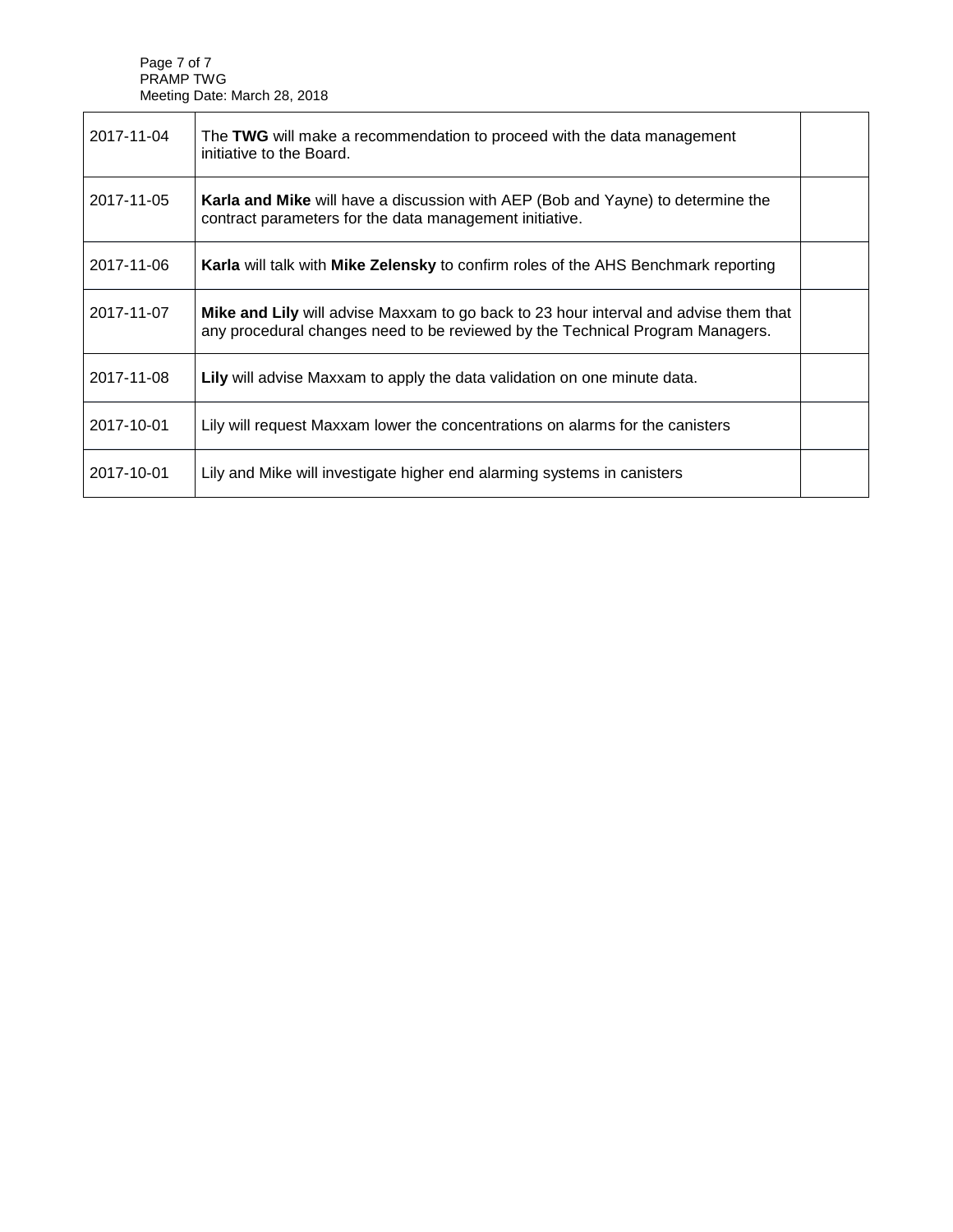| | | |
|---|---|---|
| 2017-11-04 | The **TWG** will make a recommendation to proceed with the data management initiative to the Board. | |
| 2017-11-05 | **Karla and Mike** will have a discussion with AEP (Bob and Yayne) to determine the contract parameters for the data management initiative. | |
| 2017-11-06 | **Karla** will talk with **Mike Zelensky** to confirm roles of the AHS Benchmark reporting | |
| 2017-11-07 | **Mike and Lily** will advise Maxxam to go back to 23 hour interval and advise them that any procedural changes need to be reviewed by the Technical Program Managers. | |
| 2017-11-08 | **Lily** will advise Maxxam to apply the data validation on one minute data. | |
| 2017-10-01 | Lily will request Maxxam lower the concentrations on alarms for the canisters | |
| 2017-10-01 | Lily and Mike will investigate higher end alarming systems in canisters | |